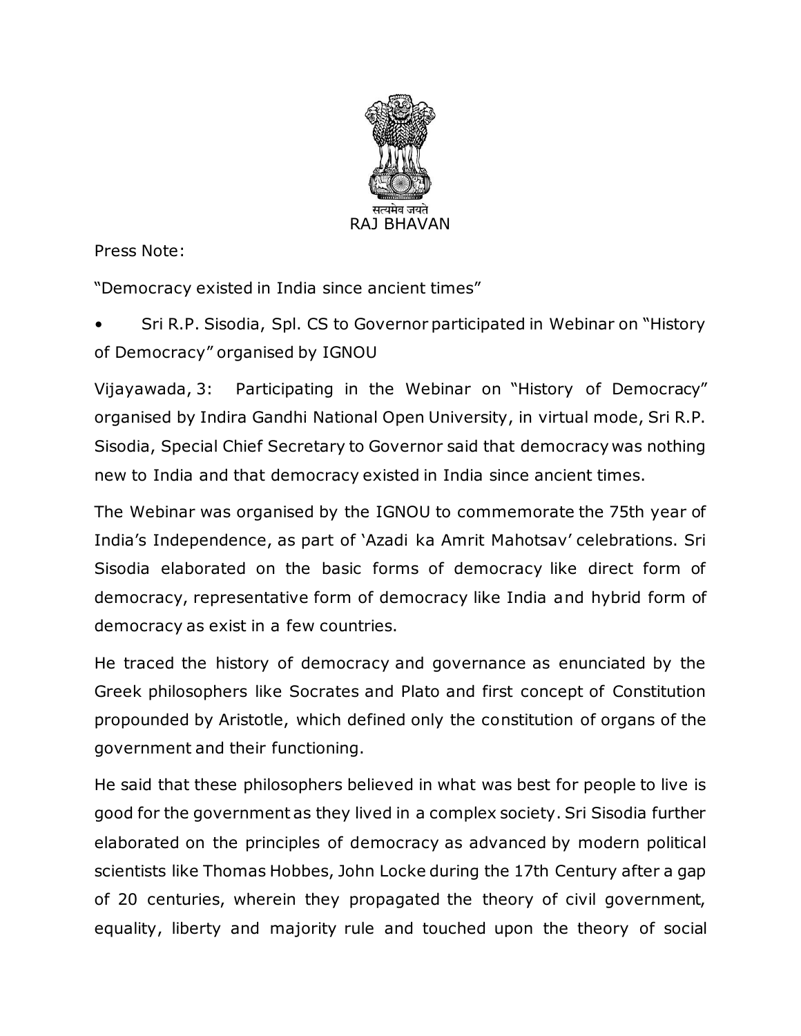सत्यमेव जयते

RAJ BHAVAN

Press Note:

"Democracy existed in India since ancient times"

- Sri R.P. Sisodia, Spl. CS to Governor participated in Webinar on "History of Democracy" organised by IGNOU

Vijayawada, 3: Participating in the Webinar on "History of Democracy" organised by Indira Gandhi National Open University, in virtual mode, Sri R.P. Sisodia, Special Chief Secretary to Governor said that democracy was nothing new to India and that democracy existed in India since ancient times.

The Webinar was organised by the IGNOU to commemorate the 75th year of India's Independence, as part of 'Azadi ka Amrit Mahotsav' celebrations. Sri Sisodia elaborated on the basic forms of democracy like direct form of democracy, representative form of democracy like India and hybrid form of democracy as exist in a few countries.

He traced the history of democracy and governance as enunciated by the Greek philosophers like Socrates and Plato and first concept of Constitution propounded by Aristotle, which defined only the constitution of organs of the government and their functioning.

He said that these philosophers believed in what was best for people to live is good for the government as they lived in a complex society. Sri Sisodia further elaborated on the principles of democracy as advanced by modern political scientists like Thomas Hobbes, John Locke during the 17th Century after a gap of 20 centuries, wherein they propagated the theory of civil government, equality, liberty and majority rule and touched upon the theory of social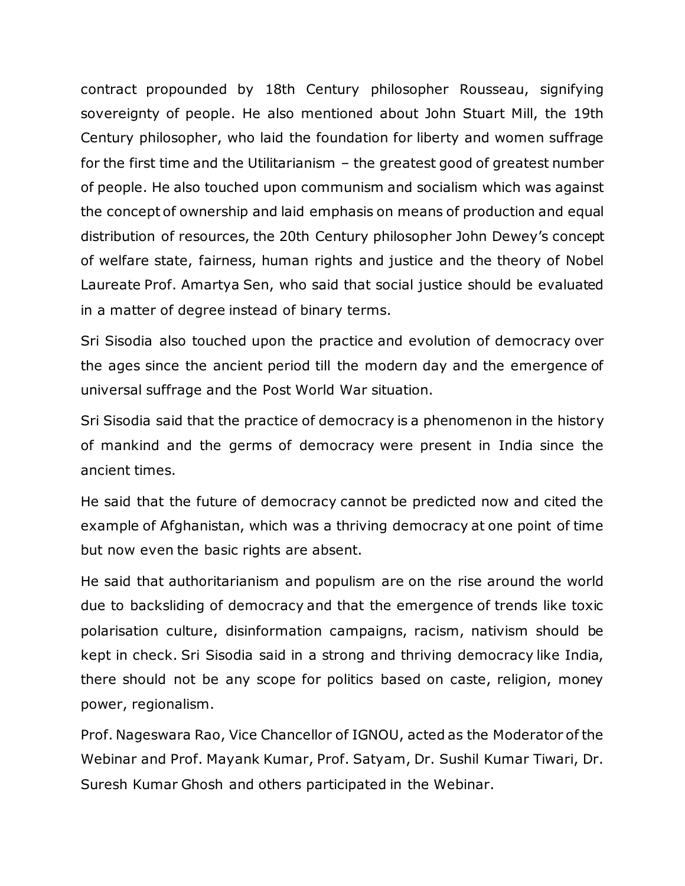contract propounded by 18th Century philosopher Rousseau, signifying sovereignty of people. He also mentioned about John Stuart Mill, the 19th Century philosopher, who laid the foundation for liberty and women suffrage for the first time and the Utilitarianism – the greatest good of greatest number of people. He also touched upon communism and socialism which was against the concept of ownership and laid emphasis on means of production and equal distribution of resources, the 20th Century philosopher John Dewey's concept of welfare state, fairness, human rights and justice and the theory of Nobel Laureate Prof. Amartya Sen, who said that social justice should be evaluated in a matter of degree instead of binary terms.

Sri Sisodia also touched upon the practice and evolution of democracy over the ages since the ancient period till the modern day and the emergence of universal suffrage and the Post World War situation.

Sri Sisodia said that the practice of democracy is a phenomenon in the history of mankind and the germs of democracy were present in India since the ancient times.

He said that the future of democracy cannot be predicted now and cited the example of Afghanistan, which was a thriving democracy at one point of time but now even the basic rights are absent.

He said that authoritarianism and populism are on the rise around the world due to backsliding of democracy and that the emergence of trends like toxic polarisation culture, disinformation campaigns, racism, nativism should be kept in check. Sri Sisodia said in a strong and thriving democracy like India, there should not be any scope for politics based on caste, religion, money power, regionalism.

Prof. Nageswara Rao, Vice Chancellor of IGNOU, acted as the Moderator of the Webinar and Prof. Mayank Kumar, Prof. Satyam, Dr. Sushil Kumar Tiwari, Dr. Suresh Kumar Ghosh and others participated in the Webinar.